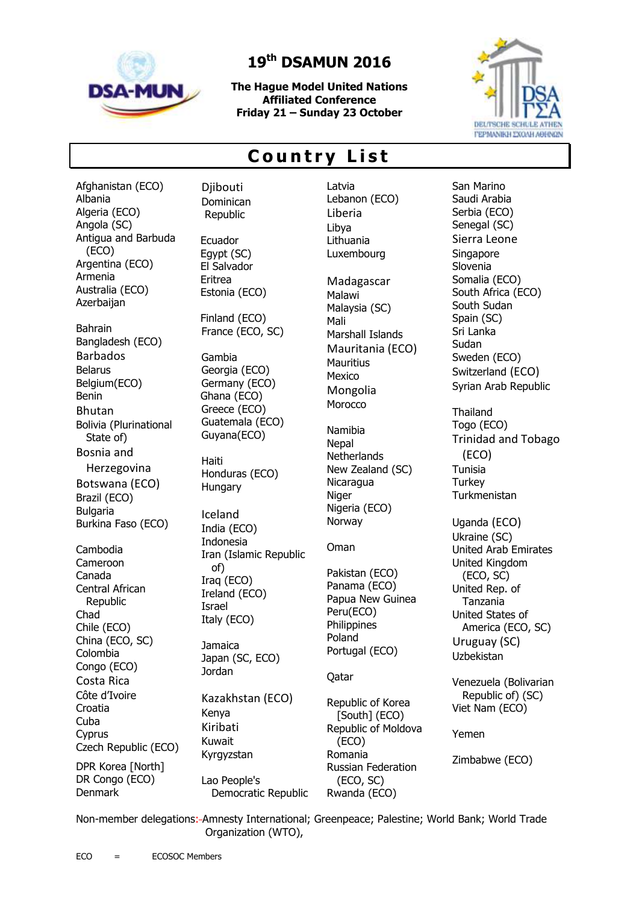# 19th DSAMUN 2016

**The Hague Model United Nations Affiliated Conference**
**Friday 21 – Sunday 23 October**

## Country List

Afghanistan (ECO)
Albania
Algeria (ECO)
Angola (SC)
Antigua and Barbuda (ECO)
Argentina (ECO)
Armenia
Australia (ECO)
Azerbaijan

Bahrain
Bangladesh (ECO)
Barbados
Belarus
Belgium(ECO)
Benin
Bhutan
Bolivia (Plurinational State of)
Bosnia and Herzegovina
Botswana (ECO)
Brazil (ECO)
Bulgaria
Burkina Faso (ECO)

Cambodia
Cameroon
Canada
Central African Republic
Chad
Chile (ECO)
China (ECO, SC)
Colombia
Congo (ECO)
Costa Rica
Côte d'Ivoire
Croatia
Cuba
Cyprus
Czech Republic (ECO)

DPR Korea [North]
DR Congo (ECO)
Denmark
Djibouti
Dominican Republic

Ecuador
Egypt (SC)
El Salvador
Eritrea
Estonia (ECO)

Finland (ECO)
France (ECO, SC)

Gambia
Georgia (ECO)
Germany (ECO)
Ghana (ECO)
Greece (ECO)
Guatemala (ECO)
Guyana(ECO)

Haiti
Honduras (ECO)
Hungary

Iceland
India (ECO)
Indonesia
Iran (Islamic Republic of)
Iraq (ECO)
Ireland (ECO)
Israel
Italy (ECO)

Jamaica
Japan (SC, ECO)
Jordan

Kazakhstan (ECO)
Kenya
Kiribati
Kuwait
Kyrgyzstan

Lao People's Democratic Republic
Latvia
Lebanon (ECO)
Liberia
Libya
Lithuania
Luxembourg

Madagascar
Malawi
Malaysia (SC)
Mali
Marshall Islands
Mauritania (ECO)
Mauritius
Mexico
Mongolia
Morocco

Namibia
Nepal
Netherlands
New Zealand (SC)
Nicaragua
Niger
Nigeria (ECO)
Norway

Oman

Pakistan (ECO)
Panama (ECO)
Papua New Guinea
Peru(ECO)
Philippines
Poland
Portugal (ECO)

Qatar

Republic of Korea [South] (ECO)
Republic of Moldova (ECO)
Romania
Russian Federation (ECO, SC)
Rwanda (ECO)
San Marino
Saudi Arabia
Serbia (ECO)
Senegal (SC)
Sierra Leone
Singapore
Slovenia
Somalia (ECO)
South Africa (ECO)
South Sudan
Spain (SC)
Sri Lanka
Sudan
Sweden (ECO)
Switzerland (ECO)
Syrian Arab Republic

Thailand
Togo (ECO)
Trinidad and Tobago (ECO)
Tunisia
Turkey
Turkmenistan

Uganda (ECO)
Ukraine (SC)
United Arab Emirates
United Kingdom (ECO, SC)
United Rep. of Tanzania
United States of America (ECO, SC)
Uruguay (SC)
Uzbekistan

Venezuela (Bolivarian Republic of) (SC)
Viet Nam (ECO)

Yemen

Zimbabwe (ECO)

Non-member delegations: Amnesty International; Greenpeace; Palestine; World Bank; World Trade Organization (WTO),

ECO = ECOSOC Members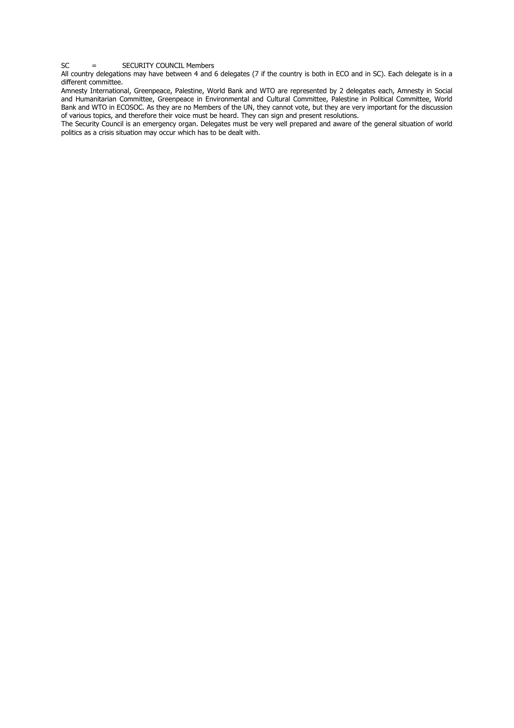SC = SECURITY COUNCIL Members

All country delegations may have between 4 and 6 delegates (7 if the country is both in ECO and in SC). Each delegate is in a different committee.

Amnesty International, Greenpeace, Palestine, World Bank and WTO are represented by 2 delegates each, Amnesty in Social and Humanitarian Committee, Greenpeace in Environmental and Cultural Committee, Palestine in Political Committee, World Bank and WTO in ECOSOC. As they are no Members of the UN, they cannot vote, but they are very important for the discussion of various topics, and therefore their voice must be heard. They can sign and present resolutions.

The Security Council is an emergency organ. Delegates must be very well prepared and aware of the general situation of world politics as a crisis situation may occur which has to be dealt with.